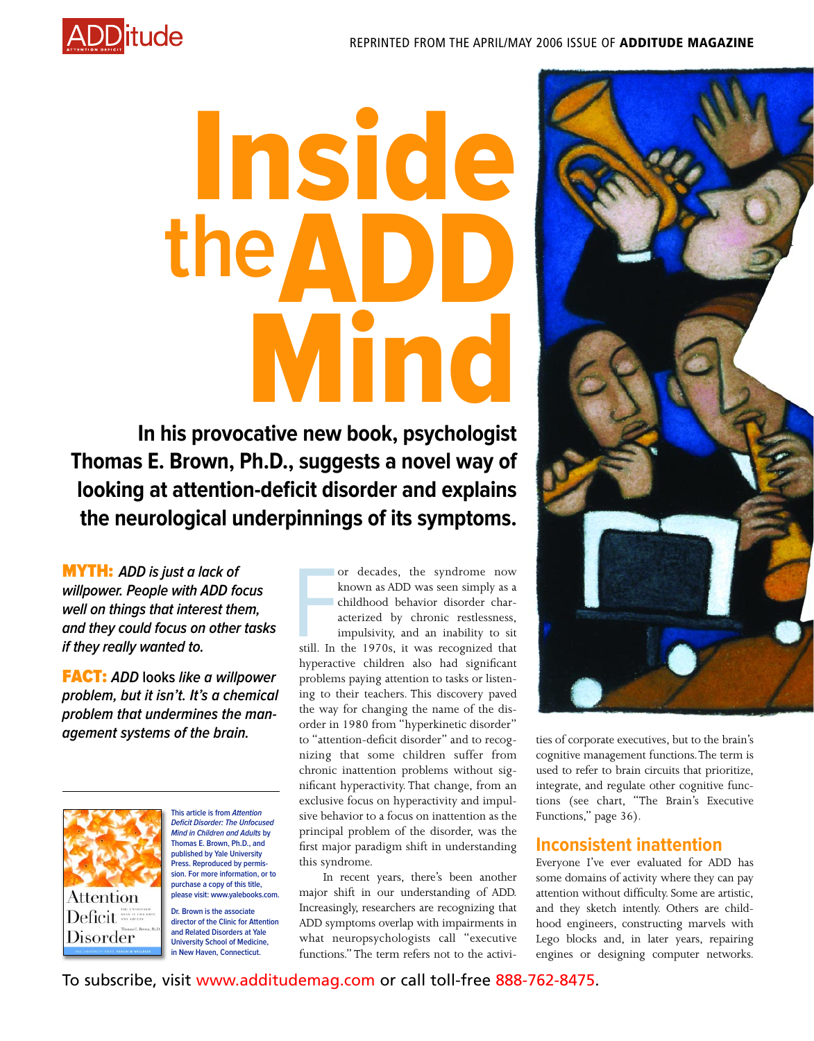# Inside the ADD Mind

**In his provocative new book, psychologist Thomas E. Brown, Ph.D., suggests a novel way of looking at attention-deficit disorder and explains the neurological underpinnings of its symptoms.**

**MYTH:** ***ADD is just a lack of willpower. People with ADD focus well on things that interest them, and they could focus on other tasks if they really wanted to.***

**FACT:** ***ADD looks like a willpower problem, but it isn't. It's a chemical problem that undermines the management systems of the brain.***

This article is from *Attention Deficit Disorder: The Unfocused Mind in Children and Adults* by Thomas E. Brown, Ph.D., and published by Yale University Press. Reproduced by permission. For more information, or to purchase a copy of this title, please visit: www.yalebooks.com.

Dr. Brown is the associate director of the Clinic for Attention and Related Disorders at Yale University School of Medicine, in New Haven, Connecticut.

For decades, the syndrome now known as ADD was seen simply as a childhood behavior disorder characterized by chronic restlessness, impulsivity, and an inability to sit still. In the 1970s, it was recognized that hyperactive children also had significant problems paying attention to tasks or listening to their teachers. This discovery paved the way for changing the name of the disorder in 1980 from "hyperkinetic disorder" to "attention-deficit disorder" and to recognizing that some children suffer from chronic inattention problems without significant hyperactivity. That change, from an exclusive focus on hyperactivity and impulsive behavior to a focus on inattention as the principal problem of the disorder, was the first major paradigm shift in understanding this syndrome.

In recent years, there's been another major shift in our understanding of ADD. Increasingly, researchers are recognizing that ADD symptoms overlap with impairments in what neuropsychologists call "executive functions." The term refers not to the activities of corporate executives, but to the brain's cognitive management functions. The term is used to refer to brain circuits that prioritize, integrate, and regulate other cognitive functions (see chart, "The Brain's Executive Functions," page 36).

## Inconsistent inattention

Everyone I've ever evaluated for ADD has some domains of activity where they can pay attention without difficulty. Some are artistic, and they sketch intently. Others are childhood engineers, constructing marvels with Lego blocks and, in later years, repairing engines or designing computer networks.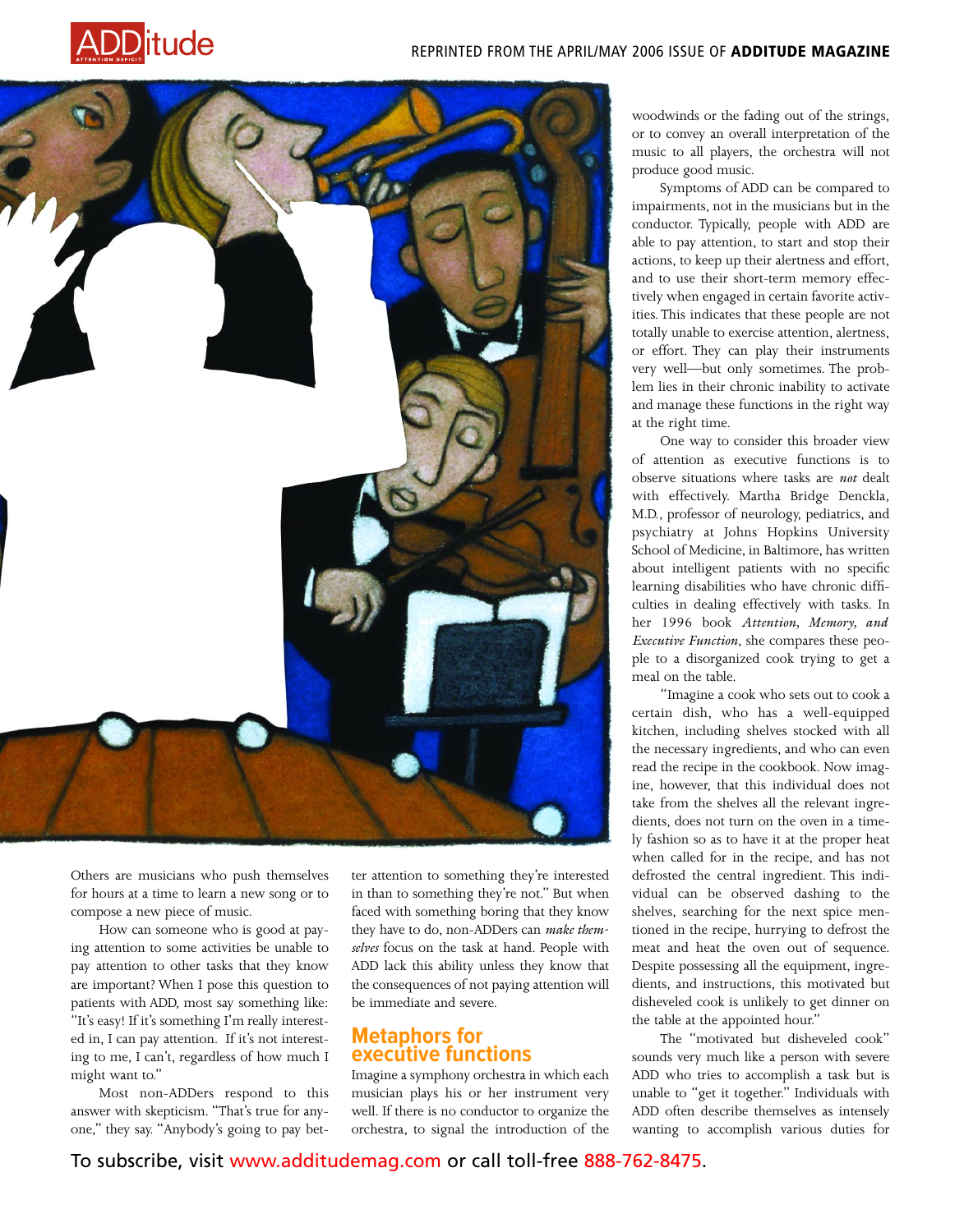Others are musicians who push themselves for hours at a time to learn a new song or to compose a new piece of music.

How can someone who is good at paying attention to some activities be unable to pay attention to other tasks that they know are important? When I pose this question to patients with ADD, most say something like: "It's easy! If it's something I'm really interested in, I can pay attention. If it's not interesting to me, I can't, regardless of how much I might want to."

Most non-ADDers respond to this answer with skepticism. "That's true for anyone," they say. "Anybody's going to pay better attention to something they're interested in than to something they're not." But when faced with something boring that they know they have to do, non-ADDers can *make themselves* focus on the task at hand. People with ADD lack this ability unless they know that the consequences of not paying attention will be immediate and severe.

## Metaphors for executive functions

Imagine a symphony orchestra in which each musician plays his or her instrument very well. If there is no conductor to organize the orchestra, to signal the introduction of the woodwinds or the fading out of the strings, or to convey an overall interpretation of the music to all players, the orchestra will not produce good music.

Symptoms of ADD can be compared to impairments, not in the musicians but in the conductor. Typically, people with ADD are able to pay attention, to start and stop their actions, to keep up their alertness and effort, and to use their short-term memory effectively when engaged in certain favorite activities. This indicates that these people are not totally unable to exercise attention, alertness, or effort. They can play their instruments very well—but only sometimes. The problem lies in their chronic inability to activate and manage these functions in the right way at the right time.

One way to consider this broader view of attention as executive functions is to observe situations where tasks are ***not*** dealt with effectively. Martha Bridge Denckla, M.D., professor of neurology, pediatrics, and psychiatry at Johns Hopkins University School of Medicine, in Baltimore, has written about intelligent patients with no specific learning disabilities who have chronic difficulties in dealing effectively with tasks. In her 1996 book *Attention, Memory, and Executive Function*, she compares these people to a disorganized cook trying to get a meal on the table.

"Imagine a cook who sets out to cook a certain dish, who has a well-equipped kitchen, including shelves stocked with all the necessary ingredients, and who can even read the recipe in the cookbook. Now imagine, however, that this individual does not take from the shelves all the relevant ingredients, does not turn on the oven in a timely fashion so as to have it at the proper heat when called for in the recipe, and has not defrosted the central ingredient. This individual can be observed dashing to the shelves, searching for the next spice mentioned in the recipe, hurrying to defrost the meat and heat the oven out of sequence. Despite possessing all the equipment, ingredients, and instructions, this motivated but disheveled cook is unlikely to get dinner on the table at the appointed hour."

The "motivated but disheveled cook" sounds very much like a person with severe ADD who tries to accomplish a task but is unable to "get it together." Individuals with ADD often describe themselves as intensely wanting to accomplish various duties for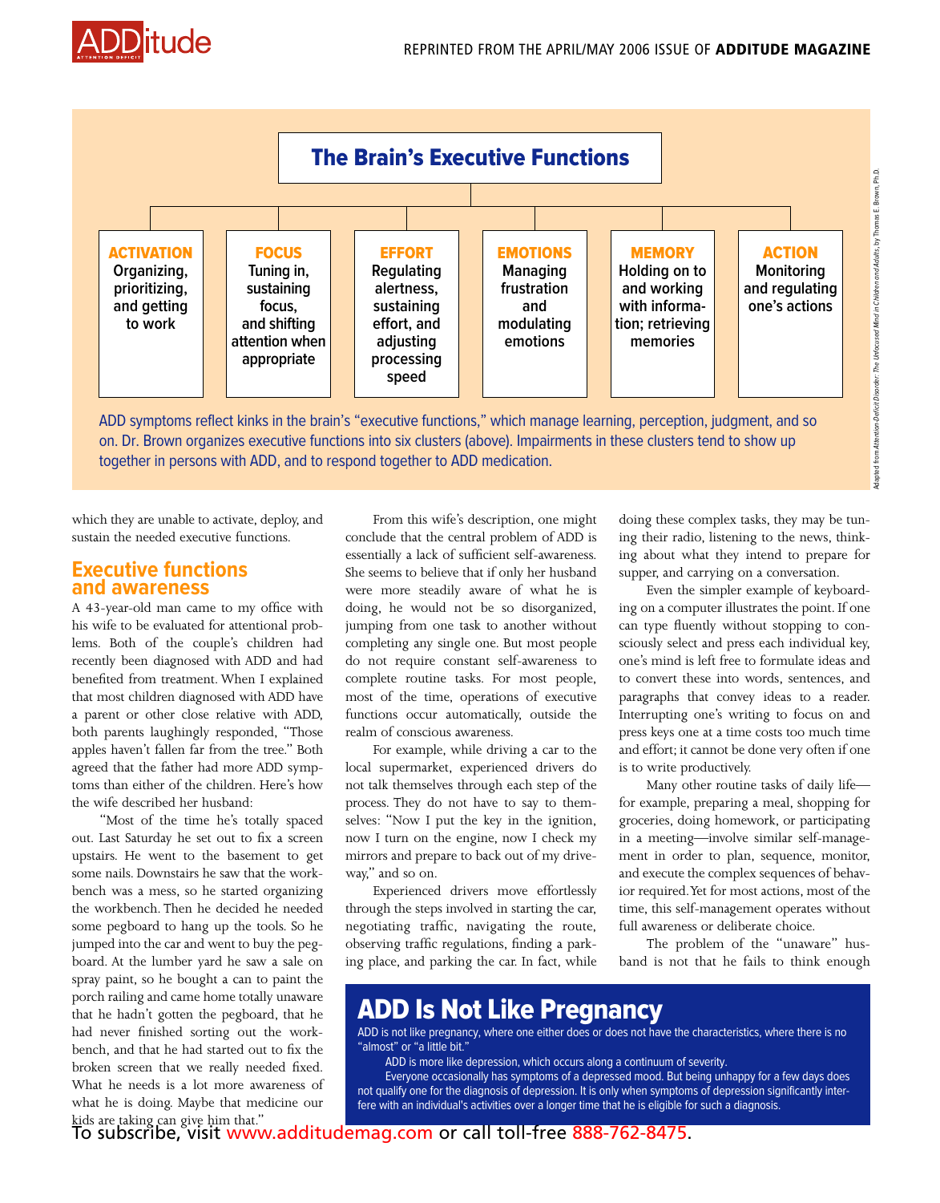## The Brain's Executive Functions

| ACTIVATION | FOCUS | EFFORT | EMOTIONS | MEMORY | ACTION |
|---|---|---|---|---|---|
| Organizing, prioritizing, and getting to work | Tuning in, sustaining focus, and shifting attention when appropriate | Regulating alertness, sustaining effort, and adjusting processing speed | Managing frustration and modulating emotions | Holding on to and working with information; retrieving memories | Monitoring and regulating one's actions |

ADD symptoms reflect kinks in the brain's "executive functions," which manage learning, perception, judgment, and so on. Dr. Brown organizes executive functions into six clusters (above). Impairments in these clusters tend to show up together in persons with ADD, and to respond together to ADD medication.

*Adapted from Attention-Deficit Disorder: The Unfocused Mind in Children and Adults, by Thomas E. Brown, Ph.D.*

which they are unable to activate, deploy, and sustain the needed executive functions.

## Executive functions and awareness

A 43-year-old man came to my office with his wife to be evaluated for attentional problems. Both of the couple's children had recently been diagnosed with ADD and had benefited from treatment. When I explained that most children diagnosed with ADD have a parent or other close relative with ADD, both parents laughingly responded, "Those apples haven't fallen far from the tree." Both agreed that the father had more ADD symptoms than either of the children. Here's how the wife described her husband:

"Most of the time he's totally spaced out. Last Saturday he set out to fix a screen upstairs. He went to the basement to get some nails. Downstairs he saw that the workbench was a mess, so he started organizing the workbench. Then he decided he needed some pegboard to hang up the tools. So he jumped into the car and went to buy the pegboard. At the lumber yard he saw a sale on spray paint, so he bought a can to paint the porch railing and came home totally unaware that he hadn't gotten the pegboard, that he had never finished sorting out the workbench, and that he had started out to fix the broken screen that we really needed fixed. What he needs is a lot more awareness of what he is doing. Maybe that medicine our kids are taking can give him that."

From this wife's description, one might conclude that the central problem of ADD is essentially a lack of sufficient self-awareness. She seems to believe that if only her husband were more steadily aware of what he is doing, he would not be so disorganized, jumping from one task to another without completing any single one. But most people do not require constant self-awareness to complete routine tasks. For most people, most of the time, operations of executive functions occur automatically, outside the realm of conscious awareness.

For example, while driving a car to the local supermarket, experienced drivers do not talk themselves through each step of the process. They do not have to say to themselves: "Now I put the key in the ignition, now I turn on the engine, now I check my mirrors and prepare to back out of my driveway," and so on.

Experienced drivers move effortlessly through the steps involved in starting the car, negotiating traffic, navigating the route, observing traffic regulations, finding a parking place, and parking the car. In fact, while doing these complex tasks, they may be tuning their radio, listening to the news, thinking about what they intend to prepare for supper, and carrying on a conversation.

Even the simpler example of keyboarding on a computer illustrates the point. If one can type fluently without stopping to consciously select and press each individual key, one's mind is left free to formulate ideas and to convert these into words, sentences, and paragraphs that convey ideas to a reader. Interrupting one's writing to focus on and press keys one at a time costs too much time and effort; it cannot be done very often if one is to write productively.

Many other routine tasks of daily life—for example, preparing a meal, shopping for groceries, doing homework, or participating in a meeting—involve similar self-management in order to plan, sequence, monitor, and execute the complex sequences of behavior required. Yet for most actions, most of the time, this self-management operates without full awareness or deliberate choice.

The problem of the "unaware" husband is not that he fails to think enough

## ADD Is Not Like Pregnancy

ADD is not like pregnancy, where one either does or does not have the characteristics, where there is no "almost" or "a little bit."

ADD is more like depression, which occurs along a continuum of severity.

Everyone occasionally has symptoms of a depressed mood. But being unhappy for a few days does not qualify one for the diagnosis of depression. It is only when symptoms of depression significantly interfere with an individual's activities over a longer time that he is eligible for such a diagnosis.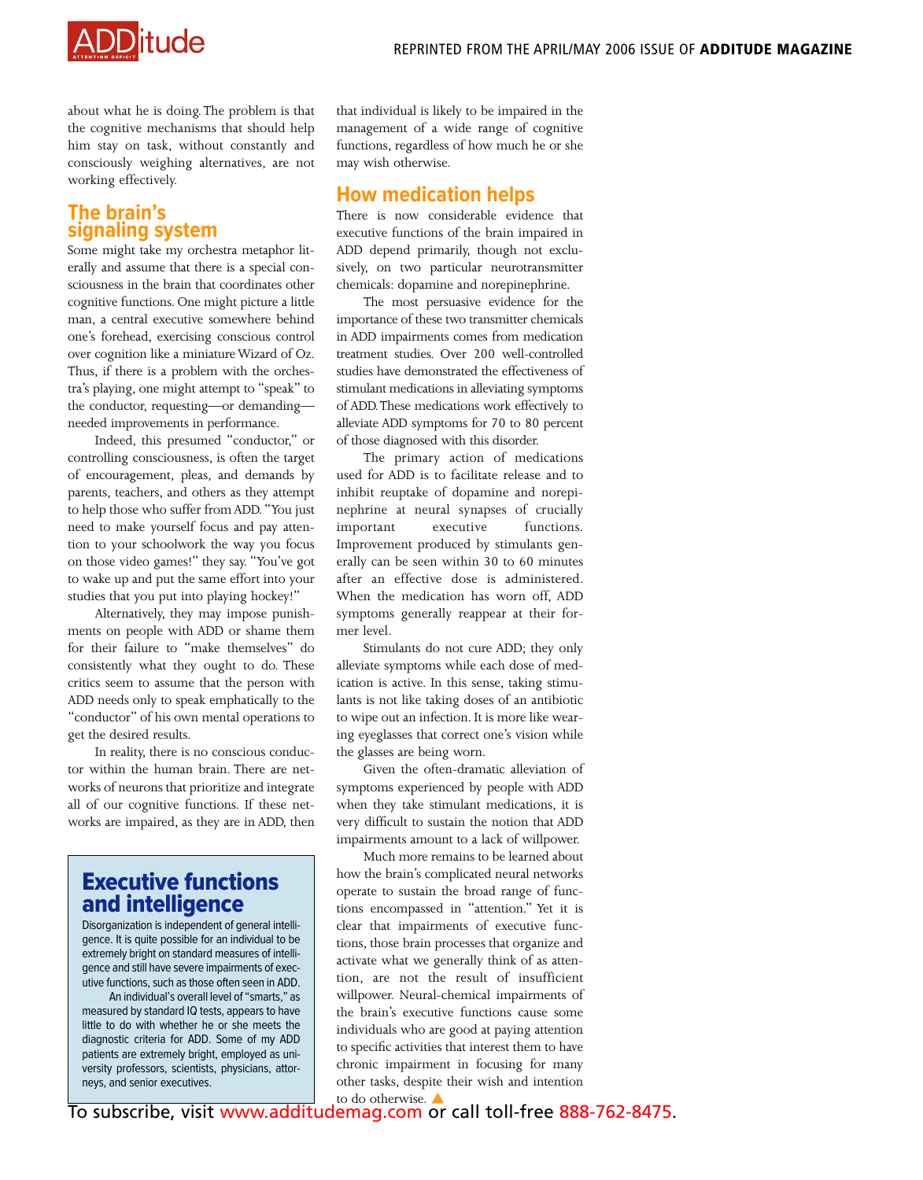about what he is doing. The problem is that the cognitive mechanisms that should help him stay on task, without constantly and consciously weighing alternatives, are not working effectively.

## The brain's signaling system

Some might take my orchestra metaphor literally and assume that there is a special consciousness in the brain that coordinates other cognitive functions. One might picture a little man, a central executive somewhere behind one's forehead, exercising conscious control over cognition like a miniature Wizard of Oz. Thus, if there is a problem with the orchestra's playing, one might attempt to "speak" to the conductor, requesting—or demanding—needed improvements in performance.

Indeed, this presumed "conductor," or controlling consciousness, is often the target of encouragement, pleas, and demands by parents, teachers, and others as they attempt to help those who suffer from ADD. "You just need to make yourself focus and pay attention to your schoolwork the way you focus on those video games!" they say. "You've got to wake up and put the same effort into your studies that you put into playing hockey!"

Alternatively, they may impose punishments on people with ADD or shame them for their failure to "make themselves" do consistently what they ought to do. These critics seem to assume that the person with ADD needs only to speak emphatically to the "conductor" of his own mental operations to get the desired results.

In reality, there is no conscious conductor within the human brain. There are networks of neurons that prioritize and integrate all of our cognitive functions. If these networks are impaired, as they are in ADD, then that individual is likely to be impaired in the management of a wide range of cognitive functions, regardless of how much he or she may wish otherwise.

## How medication helps

There is now considerable evidence that executive functions of the brain impaired in ADD depend primarily, though not exclusively, on two particular neurotransmitter chemicals: dopamine and norepinephrine.

The most persuasive evidence for the importance of these two transmitter chemicals in ADD impairments comes from medication treatment studies. Over 200 well-controlled studies have demonstrated the effectiveness of stimulant medications in alleviating symptoms of ADD. These medications work effectively to alleviate ADD symptoms for 70 to 80 percent of those diagnosed with this disorder.

The primary action of medications used for ADD is to facilitate release and to inhibit reuptake of dopamine and norepinephrine at neural synapses of crucially important executive functions. Improvement produced by stimulants generally can be seen within 30 to 60 minutes after an effective dose is administered. When the medication has worn off, ADD symptoms generally reappear at their former level.

Stimulants do not cure ADD; they only alleviate symptoms while each dose of medication is active. In this sense, taking stimulants is not like taking doses of an antibiotic to wipe out an infection. It is more like wearing eyeglasses that correct one's vision while the glasses are being worn.

Given the often-dramatic alleviation of symptoms experienced by people with ADD when they take stimulant medications, it is very difficult to sustain the notion that ADD impairments amount to a lack of willpower.

Much more remains to be learned about how the brain's complicated neural networks operate to sustain the broad range of functions encompassed in "attention." Yet it is clear that impairments of executive functions, those brain processes that organize and activate what we generally think of as attention, are not the result of insufficient willpower. Neural-chemical impairments of the brain's executive functions cause some individuals who are good at paying attention to specific activities that interest them to have chronic impairment in focusing for many other tasks, despite their wish and intention to do otherwise.

## Executive functions and intelligence

Disorganization is independent of general intelligence. It is quite possible for an individual to be extremely bright on standard measures of intelligence and still have severe impairments of executive functions, such as those often seen in ADD.

An individual's overall level of "smarts," as measured by standard IQ tests, appears to have little to do with whether he or she meets the diagnostic criteria for ADD. Some of my ADD patients are extremely bright, employed as university professors, scientists, physicians, attorneys, and senior executives.

To subscribe, visit www.additudemag.com or call toll-free 888-762-8475.